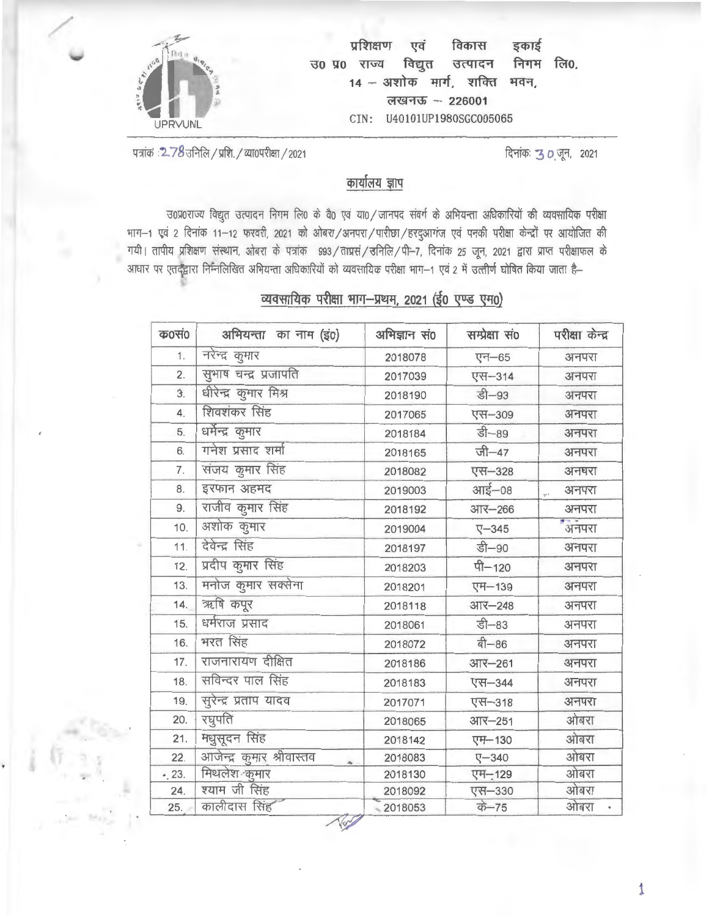प्रशिक्षण एवं विकास इकाई
उ0 प्र0 राज्य विद्युत उत्पादन निगम लि0,
14 – अशोक मार्ग, शक्ति भवन,
लखनऊ – 226001
CIN: U40101UP1980SGC005065

UPRVUNL

पत्रांक :278उनिलि / प्रशि. / व्या0परीक्षा / 2021

दिनांक: 30 जून, 2021

## कार्यालय ज्ञाप

उ0प्र0राज्य विद्युत उत्पादन निगम लि0 के वै0 एवं या0 / जानपद संवर्ग के अभियन्ता अधिकारियों की व्यवसायिक परीक्षा भाग–1 एवं 2 दिनांक 11–12 फरवरी, 2021 को ओबरा / अनपरा / पारीछा / हरदुआगंज एवं पनकी परीक्षा केन्द्रों पर आयोजित की गयी। तापीय प्रशिक्षण संस्थान, ओबरा के पत्रांक 593 / ताप्रसं / उनिलि / पी–7, दिनांक 25 जून, 2021 द्वारा प्राप्त परीक्षाफल के आधार पर एतद्द्वारा निम्नलिखित अभियन्ता अधिकारियों को व्यवसायिक परीक्षा भाग–1 एवं 2 में उत्तीर्ण घोषित किया जाता है–

### व्यवसायिक परीक्षा भाग–प्रथम, 2021 (ई0 एण्ड एम0)

| क0सं0 | अभियन्ता का नाम (इं0) | अभिज्ञान सं0 | सम्प्रेक्षा सं0 | परीक्षा केन्द्र |
|---|---|---|---|---|
| 1. | नरेन्द्र कुमार | 2018078 | एन–65 | अनपरा |
| 2. | सुभाष चन्द्र प्रजापति | 2017039 | एस–314 | अनपरा |
| 3. | धीरेन्द्र कुमार मिश्र | 2018190 | डी–93 | अनपरा |
| 4. | शिवशंकर सिंह | 2017065 | एस–309 | अनपरा |
| 5. | धर्मेन्द्र कुमार | 2018184 | डी–89 | अनपरा |
| 6. | गनेश प्रसाद शर्मा | 2018165 | जी–47 | अनपरा |
| 7. | संजय कुमार सिंह | 2018082 | एस–328 | अनपरा |
| 8. | इरफान अहमद | 2019003 | आई–08 | अनपरा |
| 9. | राजीव कुमार सिंह | 2018192 | आर–266 | अनपरा |
| 10. | अशोक कुमार | 2019004 | ए–345 | अनपरा |
| 11. | देवेन्द्र सिंह | 2018197 | डी–90 | अनपरा |
| 12. | प्रदीप कुमार सिंह | 2018203 | पी–120 | अनपरा |
| 13. | मनोज कुमार सक्सेना | 2018201 | एम–139 | अनपरा |
| 14. | ऋषि कपूर | 2018118 | आर–248 | अनपरा |
| 15. | धर्मराज प्रसाद | 2018061 | डी–83 | अनपरा |
| 16. | भरत सिंह | 2018072 | बी–86 | अनपरा |
| 17. | राजनारायण दीक्षित | 2018186 | आर–261 | अनपरा |
| 18. | सविन्दर पाल सिंह | 2018183 | एस–344 | अनपरा |
| 19. | सुरेन्द्र प्रताप यादव | 2017071 | एस–318 | अनपरा |
| 20. | रघुपति | 2018065 | आर–251 | ओबरा |
| 21. | मधुसूदन सिंह | 2018142 | एम–130 | ओबरा |
| 22. | आजेन्द्र कुमार श्रीवास्तव | 2018083 | ए–340 | ओबरा |
| 23. | मिथलेश कुमार | 2018130 | एम–129 | ओबरा |
| 24. | श्याम जी सिंह | 2018092 | एस–330 | ओबरा |
| 25. | कालीदास सिंह | 2018053 | के–75 | ओबरा |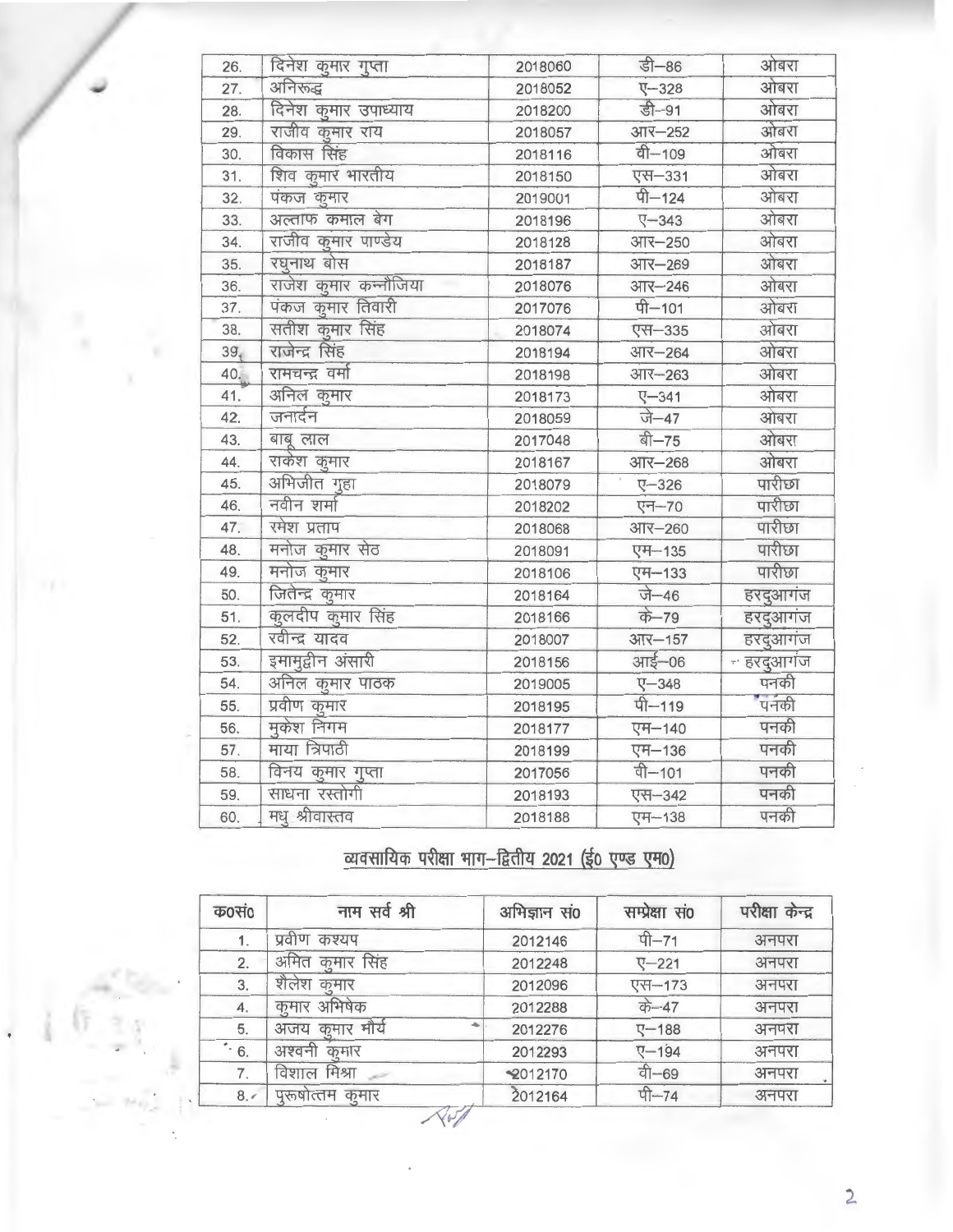| | | | | |
|---|---|---|---|---|
| 26. | दिनेश कुमार गुप्ता | 2018060 | डी–86 | ओबरा |
| 27. | अनिरूद्ध | 2018052 | ए–328 | ओबरा |
| 28. | दिनेश कुमार उपाध्याय | 2018200 | डी–91 | ओबरा |
| 29. | राजीव कुमार राय | 2018057 | आर–252 | ओबरा |
| 30. | विकास सिंह | 2018116 | वी–109 | ओबरा |
| 31. | शिव कुमार भारतीय | 2018150 | एस–331 | ओबरा |
| 32. | पंकज कुमार | 2019001 | पी–124 | ओबरा |
| 33. | अल्ताफ कमाल बेग | 2018196 | ए–343 | ओबरा |
| 34. | राजीव कुमार पाण्डेय | 2018128 | आर–250 | ओबरा |
| 35. | रघुनाथ बोस | 2018187 | आर–269 | ओबरा |
| 36. | राजेश कुमार कन्नौजिया | 2018076 | आर–246 | ओबरा |
| 37. | पंकज कुमार तिवारी | 2017076 | पी–101 | ओबरा |
| 38. | सतीश कुमार सिंह | 2018074 | एस–335 | ओबरा |
| 39. | राजेन्द्र सिंह | 2018194 | आर–264 | ओबरा |
| 40. | रामचन्द्र वर्मा | 2018198 | आर–263 | ओबरा |
| 41. | अनिल कुमार | 2018173 | ए–341 | ओबरा |
| 42. | जनार्दन | 2018059 | जे–47 | ओबरा |
| 43. | बाबू लाल | 2017048 | बी–75 | ओबरा |
| 44. | राकेश कुमार | 2018167 | आर–268 | ओबरा |
| 45. | अभिजीत गुहा | 2018079 | ए–326 | पारीछा |
| 46. | नवीन शर्मा | 2018202 | एन–70 | पारीछा |
| 47. | रमेश प्रताप | 2018068 | आर–260 | पारीछा |
| 48. | मनोज कुमार सेठ | 2018091 | एम–135 | पारीछा |
| 49. | मनोज कुमार | 2018106 | एम–133 | पारीछा |
| 50. | जितेन्द्र कुमार | 2018164 | जे–46 | हरदुआगंज |
| 51. | कुलदीप कुमार सिंह | 2018166 | के–79 | हरदुआगंज |
| 52. | रवीन्द्र यादव | 2018007 | आर–157 | हरदुआगंज |
| 53. | इमामुद्दीन अंसारी | 2018156 | आई–06 | हरदुआगंज |
| 54. | अनिल कुमार पाठक | 2019005 | ए–348 | पनकी |
| 55. | प्रवीण कुमार | 2018195 | पी–119 | पनकी |
| 56. | मुकेश निगम | 2018177 | एम–140 | पनकी |
| 57. | माया त्रिपाठी | 2018199 | एम–136 | पनकी |
| 58. | विनय कुमार गुप्ता | 2017056 | वी–101 | पनकी |
| 59. | साधना रस्तोगी | 2018193 | एस–342 | पनकी |
| 60. | मधु श्रीवास्तव | 2018188 | एम–138 | पनकी |

## व्यवसायिक परीक्षा भाग–द्वितीय 2021 (ई0 एण्ड एम0)

| क0सं0 | नाम सर्व श्री | अभिज्ञान सं0 | सम्प्रेक्षा सं0 | परीक्षा केन्द्र |
|---|---|---|---|---|
| 1. | प्रवीण कश्यप | 2012146 | पी–71 | अनपरा |
| 2. | अमित कुमार सिंह | 2012248 | ए–221 | अनपरा |
| 3. | शैलेश कुमार | 2012096 | एस–173 | अनपरा |
| 4. | कुमार अभिषेक | 2012288 | के–47 | अनपरा |
| 5. | अजय कुमार मौर्य | 2012276 | ए–188 | अनपरा |
| 6. | अश्वनी कुमार | 2012293 | ए–194 | अनपरा |
| 7. | विशाल मिश्रा | 2012170 | वी–69 | अनपरा |
| 8. | पुरूषोत्तम कुमार | 2012164 | पी–74 | अनपरा |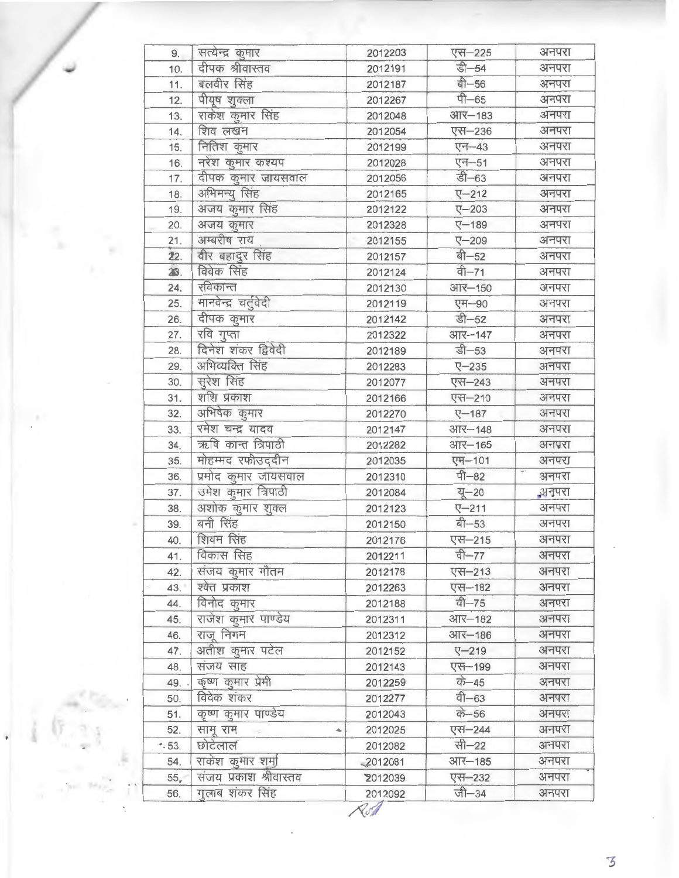| | | | | |
|---|---|---|---|---|
| 9. | सत्येन्द्र कुमार | 2012203 | एस–225 | अनपरा |
| 10. | दीपक श्रीवास्तव | 2012191 | डी–54 | अनपरा |
| 11. | बलवीर सिंह | 2012187 | बी–56 | अनपरा |
| 12. | पीयूष शुक्ला | 2012267 | पी–65 | अनपरा |
| 13. | राकेश कुमार सिंह | 2012048 | आर–183 | अनपरा |
| 14. | शिव लखन | 2012054 | एस–236 | अनपरा |
| 15. | नितिश कुमार | 2012199 | एन–43 | अनपरा |
| 16. | नरेश कुमार कश्यप | 2012028 | एन–51 | अनपरा |
| 17. | दीपक कुमार जायसवाल | 2012056 | डी–63 | अनपरा |
| 18. | अभिमन्यु सिंह | 2012165 | ए–212 | अनपरा |
| 19. | अजय कुमार सिंह | 2012122 | ए–203 | अनपरा |
| 20. | अजय कुमार | 2012328 | ए–189 | अनपरा |
| 21. | अम्बरीष राय | 2012155 | ए–209 | अनपरा |
| 22. | वीर बहादुर सिंह | 2012157 | बी–52 | अनपरा |
| 23. | विवेक सिंह | 2012124 | वी–71 | अनपरा |
| 24. | रविकान्त | 2012130 | आर–150 | अनपरा |
| 25. | मानवेन्द्र चर्तुवेदी | 2012119 | एम–90 | अनपरा |
| 26. | दीपक कुमार | 2012142 | डी–52 | अनपरा |
| 27. | रवि गुप्ता | 2012322 | आर–147 | अनपरा |
| 28. | दिनेश शंकर द्विवेदी | 2012189 | डी–53 | अनपरा |
| 29. | अभिव्यक्ति सिंह | 2012283 | ए–235 | अनपरा |
| 30. | सुरेश सिंह | 2012077 | एस–243 | अनपरा |
| 31. | शशि प्रकाश | 2012166 | एस–210 | अनपरा |
| 32. | अभिषेक कुमार | 2012270 | ए–187 | अनपरा |
| 33. | रमेश चन्द्र यादव | 2012147 | आर–148 | अनपरा |
| 34. | ऋषि कान्त त्रिपाठी | 2012282 | आर–165 | अनपरा |
| 35. | मोहम्मद रफीउद्दीन | 2012035 | एम–101 | अनपरा |
| 36. | प्रमोद कुमार जायसवाल | 2012310 | पी–82 | अनपरा |
| 37. | उमेश कुमार त्रिपाठी | 2012084 | यू–20 | अनपरा |
| 38. | अशोक कुमार शुक्ल | 2012123 | ए–211 | अनपरा |
| 39. | बनी सिंह | 2012150 | बी–53 | अनपरा |
| 40. | शिवम सिंह | 2012176 | एस–215 | अनपरा |
| 41. | विकास सिंह | 2012211 | वी–77 | अनपरा |
| 42. | संजय कुमार गौतम | 2012178 | एस–213 | अनपरा |
| 43. | श्वेत प्रकाश | 2012263 | एस–182 | अनपरा |
| 44. | विनोद कुमार | 2012188 | वी–75 | अनपरा |
| 45. | राजेश कुमार पाण्डेय | 2012311 | आर–182 | अनपरा |
| 46. | राजू निगम | 2012312 | आर–186 | अनपरा |
| 47. | अतीश कुमार पटेल | 2012152 | ए–219 | अनपरा |
| 48. | संजय साह | 2012143 | एस–199 | अनपरा |
| 49. | कृष्ण कुमार प्रेमी | 2012259 | के–45 | अनपरा |
| 50. | विवेक शंकर | 2012277 | वी–63 | अनपरा |
| 51. | कृष्ण कुमार पाण्डेय | 2012043 | के–56 | अनपरा |
| 52. | सामू राम | 2012025 | एस–244 | अनपरा |
| 53. | छोटेलाल | 2012082 | सी–22 | अनपरा |
| 54. | राकेश कुमार शर्मा | 2012081 | आर–185 | अनपरा |
| 55. | संजय प्रकाश श्रीवास्तव | 2012039 | एस–232 | अनपरा |
| 56. | गुलाब शंकर सिंह | 2012092 | जी–34 | अनपरा |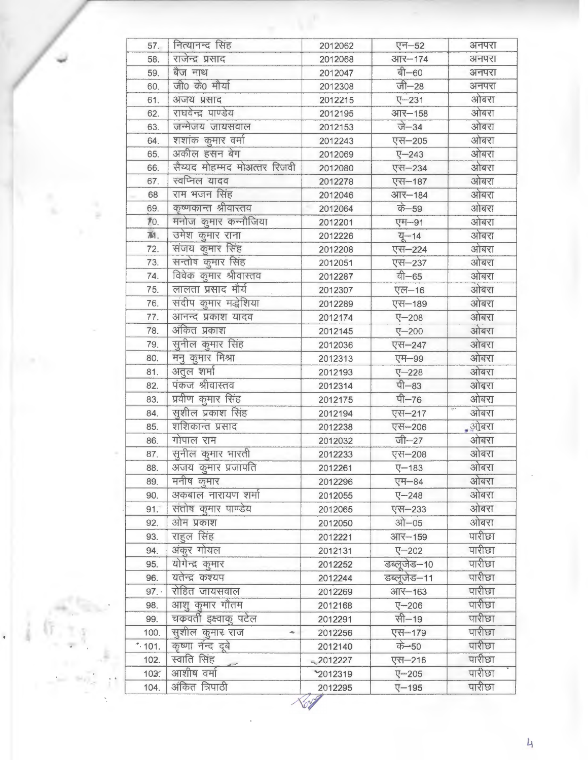| | | | | |
|---|---|---|---|---|
| 57. | नित्यानन्द सिंह | 2012062 | एन–52 | अनपरा |
| 58. | राजेन्द्र प्रसाद | 2012068 | आर–174 | अनपरा |
| 59. | बैज नाथ | 2012047 | बी–60 | अनपरा |
| 60. | जी0 के0 मौर्या | 2012308 | जी–28 | अनपरा |
| 61. | अजय प्रसाद | 2012215 | ए–231 | ओबरा |
| 62. | राघवेन्द्र पाण्डेय | 2012195 | आर–158 | ओबरा |
| 63. | जन्मेजय जायसवाल | 2012153 | जे–34 | ओबरा |
| 64. | शशांक कुमार वर्मा | 2012243 | एस–205 | ओबरा |
| 65. | अकील हसन बेग | 2012069 | ए–243 | ओबरा |
| 66. | सैय्यद मोहम्मद मोअत्तर रिजवी | 2012080 | एस–234 | ओबरा |
| 67. | स्वप्निल यादव | 2012278 | एस–187 | ओबरा |
| 68 | राम भजन सिंह | 2012046 | आर–184 | ओबरा |
| 69. | कृष्णकान्त श्रीवास्तव | 2012064 | के–59 | ओबरा |
| 70. | मनोज कुमार कन्नौजिया | 2012201 | एम–91 | ओबरा |
| 71. | उमेश कुमार राना | 2012226 | यू–14 | ओबरा |
| 72. | संजय कुमार सिंह | 2012208 | एस–224 | ओबरा |
| 73. | सन्तोष कुमार सिंह | 2012051 | एस–237 | ओबरा |
| 74. | विवेक कुमार श्रीवास्तव | 2012287 | वी–65 | ओबरा |
| 75. | लालता प्रसाद मौर्य | 2012307 | एल–16 | ओबरा |
| 76. | संदीप कुमार मद्धेशिया | 2012289 | एस–189 | ओबरा |
| 77. | आनन्द प्रकाश यादव | 2012174 | ए–208 | ओबरा |
| 78. | अंकित प्रकाश | 2012145 | ए–200 | ओबरा |
| 79. | सुनील कुमार सिंह | 2012036 | एस–247 | ओबरा |
| 80. | मनु कुमार मिश्रा | 2012313 | एम–99 | ओबरा |
| 81. | अतुल शर्मा | 2012193 | ए–228 | ओबरा |
| 82. | पंकज श्रीवास्तव | 2012314 | पी–83 | ओबरा |
| 83. | प्रवीण कुमार सिंह | 2012175 | पी–76 | ओबरा |
| 84. | सुशील प्रकाश सिंह | 2012194 | एस–217 | ओबरा |
| 85. | शशिकान्त प्रसाद | 2012238 | एस–206 | ओबरा |
| 86. | गोपाल राम | 2012032 | जी–27 | ओबरा |
| 87. | सुनील कुमार भारती | 2012233 | एस–208 | ओबरा |
| 88. | अजय कुमार प्रजापति | 2012261 | ए–183 | ओबरा |
| 89. | मनीष कुमार | 2012296 | एम–84 | ओबरा |
| 90. | अकबाल नारायण शर्मा | 2012055 | ए–248 | ओबरा |
| 91. | संतोष कुमार पाण्डेय | 2012065 | एस–233 | ओबरा |
| 92. | ओम प्रकाश | 2012050 | ओ–05 | ओबरा |
| 93. | राहुल सिंह | 2012221 | आर–159 | पारीछा |
| 94. | अंकुर गोयल | 2012131 | ए–202 | पारीछा |
| 95. | योगेन्द्र कुमार | 2012252 | डब्लूजेड–10 | पारीछा |
| 96. | यतेन्द्र कश्यप | 2012244 | डब्लूजेड–11 | पारीछा |
| 97. | रोहित जायसवाल | 2012269 | आर–163 | पारीछा |
| 98. | आशु कुमार गौतम | 2012168 | ए–206 | पारीछा |
| 99. | चक्रवर्ती इक्ष्वाकु पटेल | 2012291 | सी–19 | पारीछा |
| 100. | सुशील कुमार राज | 2012256 | एस–179 | पारीछा |
| 101. | कृष्णा नन्द दूबे | 2012140 | के–50 | पारीछा |
| 102. | स्वाति सिंह | 2012227 | एस–216 | पारीछा |
| 103. | आशीष वर्मा | 2012319 | ए–205 | पारीछा |
| 104. | अंकित त्रिपाठी | 2012295 | ए–195 | पारीछा |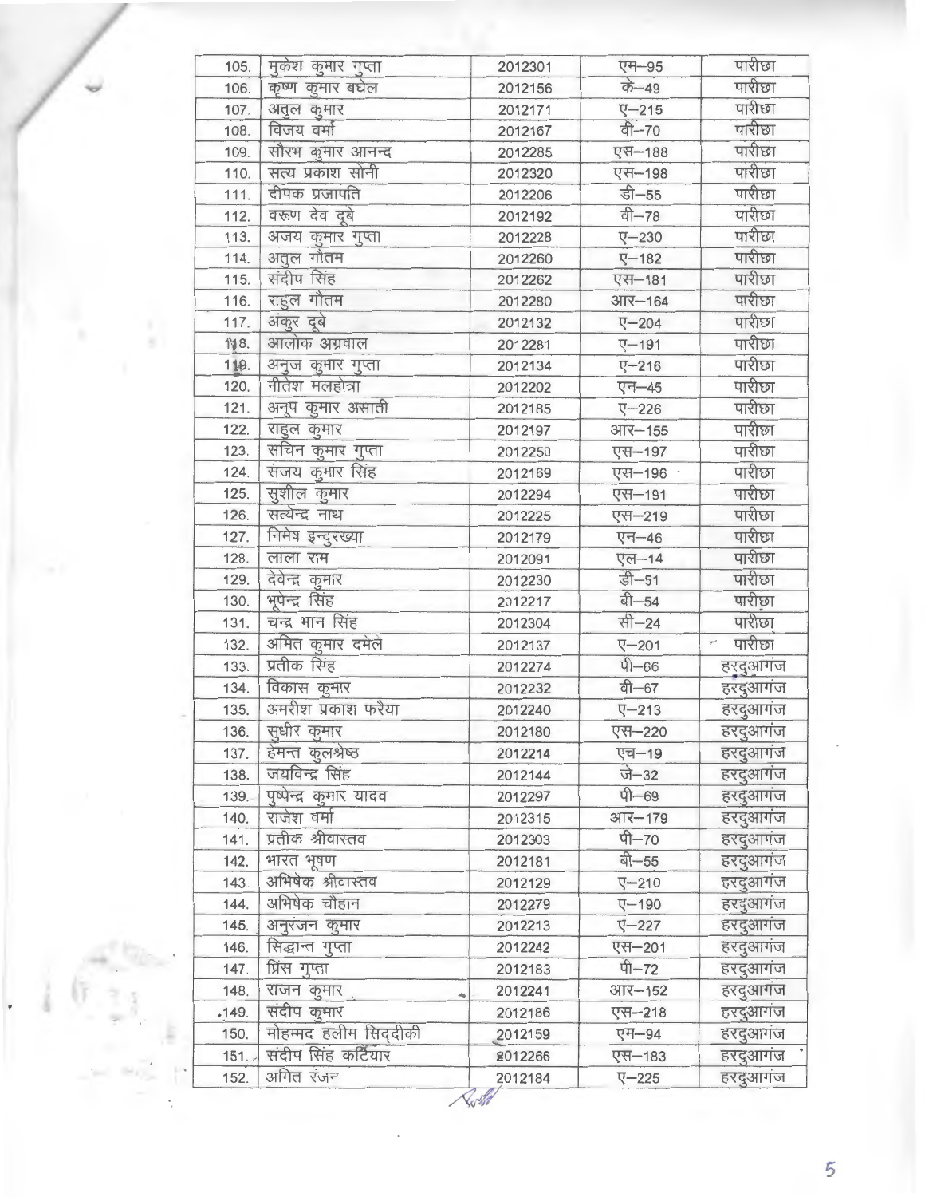| | | | | |
|---|---|---|---|---|
| 105. | मुकेश कुमार गुप्ता | 2012301 | एम–95 | पारीछा |
| 106. | कृष्ण कुमार बघेल | 2012156 | के–49 | पारीछा |
| 107. | अतुल कुमार | 2012171 | ए–215 | पारीछा |
| 108. | विजय वर्मा | 2012167 | वी–70 | पारीछा |
| 109. | सौरभ कुमार आनन्द | 2012285 | एस–188 | पारीछा |
| 110. | सत्य प्रकाश सोनी | 2012320 | एस–198 | पारीछा |
| 111. | दीपक प्रजापति | 2012206 | डी–55 | पारीछा |
| 112. | वरूण देव दूबे | 2012192 | वी–78 | पारीछा |
| 113. | अजय कुमार गुप्ता | 2012228 | ए–230 | पारीछा |
| 114. | अतुल गौतम | 2012260 | ए–182 | पारीछा |
| 115. | संदीप सिंह | 2012262 | एस–181 | पारीछा |
| 116. | राहुल गौतम | 2012280 | आर–164 | पारीछा |
| 117. | अंकुर दूबे | 2012132 | ए–204 | पारीछा |
| 118. | आलोक अग्रवाल | 2012281 | ए–191 | पारीछा |
| 119. | अनुज कुमार गुप्ता | 2012134 | ए–216 | पारीछा |
| 120. | नीतेश मलहोत्रा | 2012202 | एन–45 | पारीछा |
| 121. | अनूप कुमार असाती | 2012185 | ए–226 | पारीछा |
| 122. | राहुल कुमार | 2012197 | आर–155 | पारीछा |
| 123. | सचिन कुमार गुप्ता | 2012250 | एस–197 | पारीछा |
| 124. | संजय कुमार सिंह | 2012169 | एस–196 | पारीछा |
| 125. | सुशील कुमार | 2012294 | एस–191 | पारीछा |
| 126. | सत्येन्द्र नाथ | 2012225 | एस–219 | पारीछा |
| 127. | निमेष इन्दुरख्या | 2012179 | एन–46 | पारीछा |
| 128. | लाला राम | 2012091 | एल–14 | पारीछा |
| 129. | देवेन्द्र कुमार | 2012230 | डी–51 | पारीछा |
| 130. | भूपेन्द्र सिंह | 2012217 | बी–54 | पारीछा |
| 131. | चन्द्र भान सिंह | 2012304 | सी–24 | पारीछा |
| 132. | अमित कुमार दमेले | 2012137 | ए–201 | पारीछा |
| 133. | प्रतीक सिंह | 2012274 | पी–66 | हरदुआगंज |
| 134. | विकास कुमार | 2012232 | वी–67 | हरदुआगंज |
| 135. | अमरीश प्रकाश फरैया | 2012240 | ए–213 | हरदुआगंज |
| 136. | सुधीर कुमार | 2012180 | एस–220 | हरदुआगंज |
| 137. | हेमन्त कुलश्रेष्ठ | 2012214 | एच–19 | हरदुआगंज |
| 138. | जयविन्द्र सिंह | 2012144 | जे–32 | हरदुआगंज |
| 139. | पुष्पेन्द्र कुमार यादव | 2012297 | पी–69 | हरदुआगंज |
| 140. | राजेश वर्मा | 2012315 | आर–179 | हरदुआगंज |
| 141. | प्रतीक श्रीवास्तव | 2012303 | पी–70 | हरदुआगंज |
| 142. | भारत भूषण | 2012181 | बी–55 | हरदुआगंज |
| 143. | अभिषेक श्रीवास्तव | 2012129 | ए–210 | हरदुआगंज |
| 144. | अभिषेक चौहान | 2012279 | ए–190 | हरदुआगंज |
| 145. | अनुरंजन कुमार | 2012213 | ए–227 | हरदुआगंज |
| 146. | सिद्धान्त गुप्ता | 2012242 | एस–201 | हरदुआगंज |
| 147. | प्रिंस गुप्ता | 2012183 | पी–72 | हरदुआगंज |
| 148. | राजन कुमार | 2012241 | आर–152 | हरदुआगंज |
| 149. | संदीप कुमार | 2012186 | एस–218 | हरदुआगंज |
| 150. | मोहम्मद हलीम सिद्दीकी | 2012159 | एम–94 | हरदुआगंज |
| 151. | संदीप सिंह कटियार | 2012266 | एस–183 | हरदुआगंज |
| 152. | अमित रंजन | 2012184 | ए–225 | हरदुआगंज |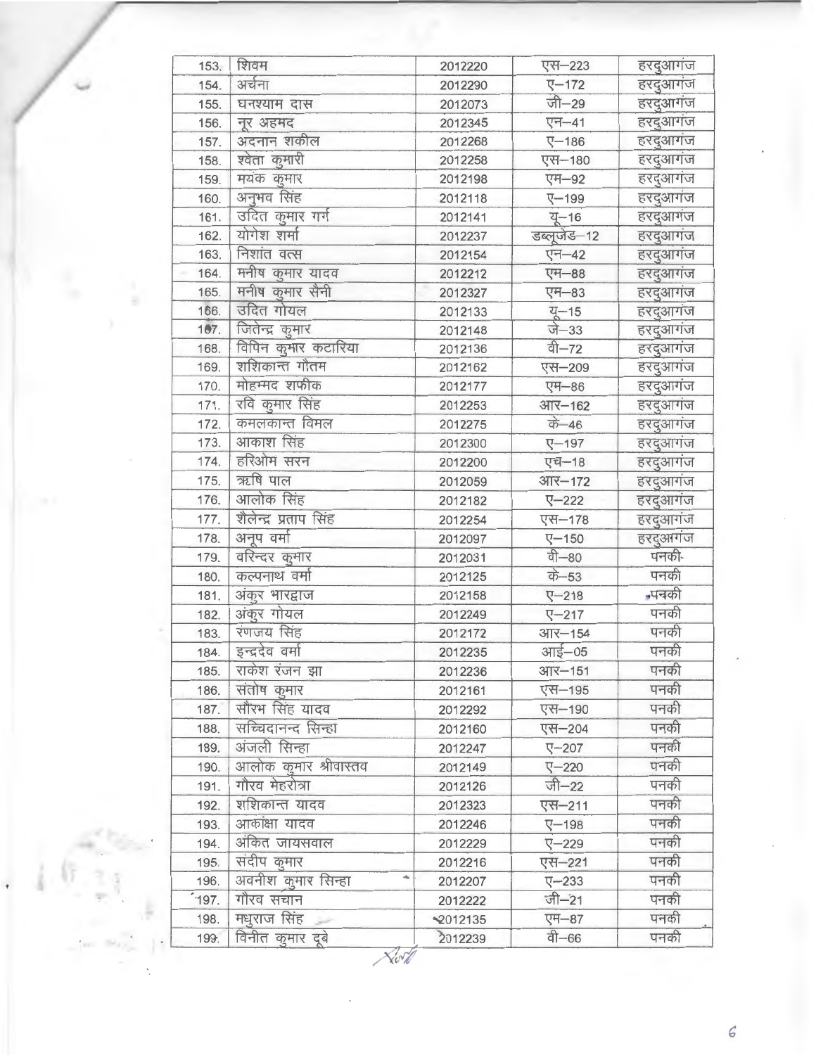| | | | | |
|---|---|---|---|---|
| 153. | शिवम | 2012220 | एस–223 | हरदुआगंज |
| 154. | अर्चना | 2012290 | ए–172 | हरदुआगंज |
| 155. | घनश्याम दास | 2012073 | जी–29 | हरदुआगंज |
| 156. | नूर अहमद | 2012345 | एन–41 | हरदुआगंज |
| 157. | अदनान शकील | 2012268 | ए–186 | हरदुआगंज |
| 158. | श्वेता कुमारी | 2012258 | एस–180 | हरदुआगंज |
| 159. | मयंक कुमार | 2012198 | एम–92 | हरदुआगंज |
| 160. | अनुभव सिंह | 2012118 | ए–199 | हरदुआगंज |
| 161. | उदित कुमार गर्ग | 2012141 | यू–16 | हरदुआगंज |
| 162. | योगेश शर्मा | 2012237 | डब्लूजेड–12 | हरदुआगंज |
| 163. | निशांत वत्स | 2012154 | एन–42 | हरदुआगंज |
| 164. | मनीष कुमार यादव | 2012212 | एम–88 | हरदुआगंज |
| 165. | मनीष कुमार सैनी | 2012327 | एम–83 | हरदुआगंज |
| 166. | उदित गोयल | 2012133 | यू–15 | हरदुआगंज |
| 167. | जितेन्द्र कुमार | 2012148 | जे–33 | हरदुआगंज |
| 168. | विपिन कुमार कटारिया | 2012136 | वी–72 | हरदुआगंज |
| 169. | शशिकान्त गौतम | 2012162 | एस–209 | हरदुआगंज |
| 170. | मोहम्मद शफीक | 2012177 | एम–86 | हरदुआगंज |
| 171. | रवि कुमार सिंह | 2012253 | आर–162 | हरदुआगंज |
| 172. | कमलकान्त विमल | 2012275 | के–46 | हरदुआगंज |
| 173. | आकाश सिंह | 2012300 | ए–197 | हरदुआगंज |
| 174. | हरिओम सरन | 2012200 | एच–18 | हरदुआगंज |
| 175. | ऋषि पाल | 2012059 | आर–172 | हरदुआगंज |
| 176. | आलोक सिंह | 2012182 | ए–222 | हरदुआगंज |
| 177. | शैलेन्द्र प्रताप सिंह | 2012254 | एस–178 | हरदुआगंज |
| 178. | अनूप वर्मा | 2012097 | ए–150 | हरदुआगंज |
| 179. | वरिन्दर कुमार | 2012031 | वी–80 | पनकी |
| 180. | कल्पनाथ वर्मा | 2012125 | के–53 | पनकी |
| 181. | अंकुर भारद्वाज | 2012158 | ए–218 | पनकी |
| 182. | अंकुर गोयल | 2012249 | ए–217 | पनकी |
| 183. | रणजय सिंह | 2012172 | आर–154 | पनकी |
| 184. | इन्द्रदेव वर्मा | 2012235 | आई–05 | पनकी |
| 185. | राकेश रंजन झा | 2012236 | आर–151 | पनकी |
| 186. | संतोष कुमार | 2012161 | एस–195 | पनकी |
| 187. | सौरभ सिंह यादव | 2012292 | एस–190 | पनकी |
| 188. | सच्चिदानन्द सिन्हा | 2012160 | एस–204 | पनकी |
| 189. | अंजली सिन्हा | 2012247 | ए–207 | पनकी |
| 190. | आलोक कुमार श्रीवास्तव | 2012149 | ए–220 | पनकी |
| 191. | गौरव मेहरोत्रा | 2012126 | जी–22 | पनकी |
| 192. | शशिकान्त यादव | 2012323 | एस–211 | पनकी |
| 193. | आकांक्षा यादव | 2012246 | ए–198 | पनकी |
| 194. | अंकित जायसवाल | 2012229 | ए–229 | पनकी |
| 195. | संदीप कुमार | 2012216 | एस–221 | पनकी |
| 196. | अवनीश कुमार सिन्हा | 2012207 | ए–233 | पनकी |
| 197. | गौरव सचान | 2012222 | जी–21 | पनकी |
| 198. | मधुराज सिंह | 2012135 | एम–87 | पनकी |
| 199. | विनीत कुमार दूबे | 2012239 | वी–66 | पनकी |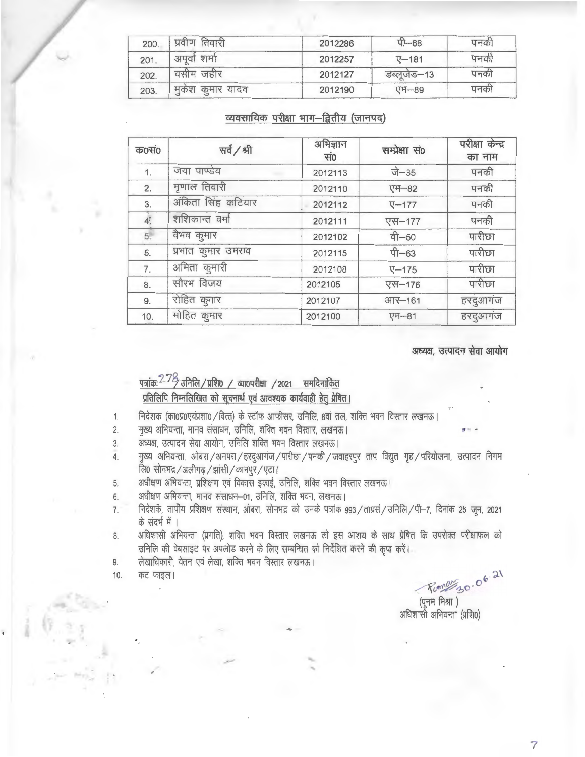| | | | | |
|---|---|---|---|---|
| 200. | प्रवीण तिवारी | 2012286 | पी–68 | पनकी |
| 201. | अपूर्वा शर्मा | 2012257 | ए–181 | पनकी |
| 202. | वसीम जहीर | 2012127 | डब्लूजेड–13 | पनकी |
| 203. | मुकेश कुमार यादव | 2012190 | एम–89 | पनकी |

## व्यवसायिक परीक्षा भाग–द्वितीय (जानपद)

| क0सं0 | सर्व / श्री | अभिज्ञान सं0 | सम्प्रेक्षा सं0 | परीक्षा केन्द्र का नाम |
|---|---|---|---|---|
| 1. | जया पाण्डेय | 2012113 | जे–35 | पनकी |
| 2. | मृणाल तिवारी | 2012110 | एम–82 | पनकी |
| 3. | अंकिता सिंह कटियार | 2012112 | ए–177 | पनकी |
| 4. | शशिकान्त वर्मा | 2012111 | एस–177 | पनकी |
| 5. | वैभव कुमार | 2012102 | वी–50 | पारीछा |
| 6. | प्रभात कुमार उमराव | 2012115 | पी–63 | पारीछा |
| 7. | अमिता कुमारी | 2012108 | ए–175 | पारीछा |
| 8. | सौरभ विजय | 2012105 | एस–176 | पारीछा |
| 9. | रोहित कुमार | 2012107 | आर–161 | हरदुआगंज |
| 10. | मोहित कुमार | 2012100 | एम–81 | हरदुआगंज |

**अध्यक्ष, उत्पादन सेवा आयोग**

**पत्रांक: 278 / उनिलि / प्रशि0 / व्या0परीक्षा / 2021 समदिनांकित**
**प्रतिलिपि निम्नलिखित को सूचनार्थ एवं आवश्यक कार्यवाही हेतु प्रेषित।**

1. निदेशक (का0प्र0एवंप्रशा0 / वित्त) के स्टॉफ आफीसर, उनिलि, 8वां तल, शक्ति भवन विस्तार लखनऊ।
2. मुख्य अभियन्ता, मानव संसाधन, उनिलि, शक्ति भवन विस्तार, लखनऊ।
3. अध्यक्ष, उत्पादन सेवा आयोग, उनिलि शक्ति भवन विस्तार लखनऊ।
4. मुख्य अभियन्ता, ओबरा / अनपरा / हरदुआगंज / पारीछा / पनकी / जवाहरपुर ताप विद्युत गृह / परियोजना, उत्पादन निगम लि0 सोनभद्र / अलीगढ़ / झांसी / कानपुर / एटा।
5. अधीक्षण अभियन्ता, प्रशिक्षण एवं विकास इकाई, उनिलि, शक्ति भवन विस्तार लखनऊ।
6. अधीक्षण अभियन्ता, मानव संसाधन–01, उनिलि, शक्ति भवन, लखनऊ।
7. निदेशक, तापीय प्रशिक्षण संस्थान, ओबरा, सोनभद्र को उनके पत्रांक 993 / ताप्रसं / उनिलि / पी–7, दिनांक 25 जून, 2021 के संदर्भ में।
8. अधिशासी अभियन्ता (प्रगति), शक्ति भवन विस्तार लखनऊ को इस आशय के साथ प्रेषित कि उपरोक्त परीक्षाफल को उनिलि की वेबसाइट पर अपलोड करने के लिए सम्बन्धित को निर्देशित करने की कृपा करें।
9. लेखाधिकारी, वेतन एवं लेखा, शक्ति भवन विस्तार लखनऊ।
10. कट फाइल।

Poonam 30.06.21

(पूनम मिश्रा)
अधिशासी अभियन्ता (प्रशि0)